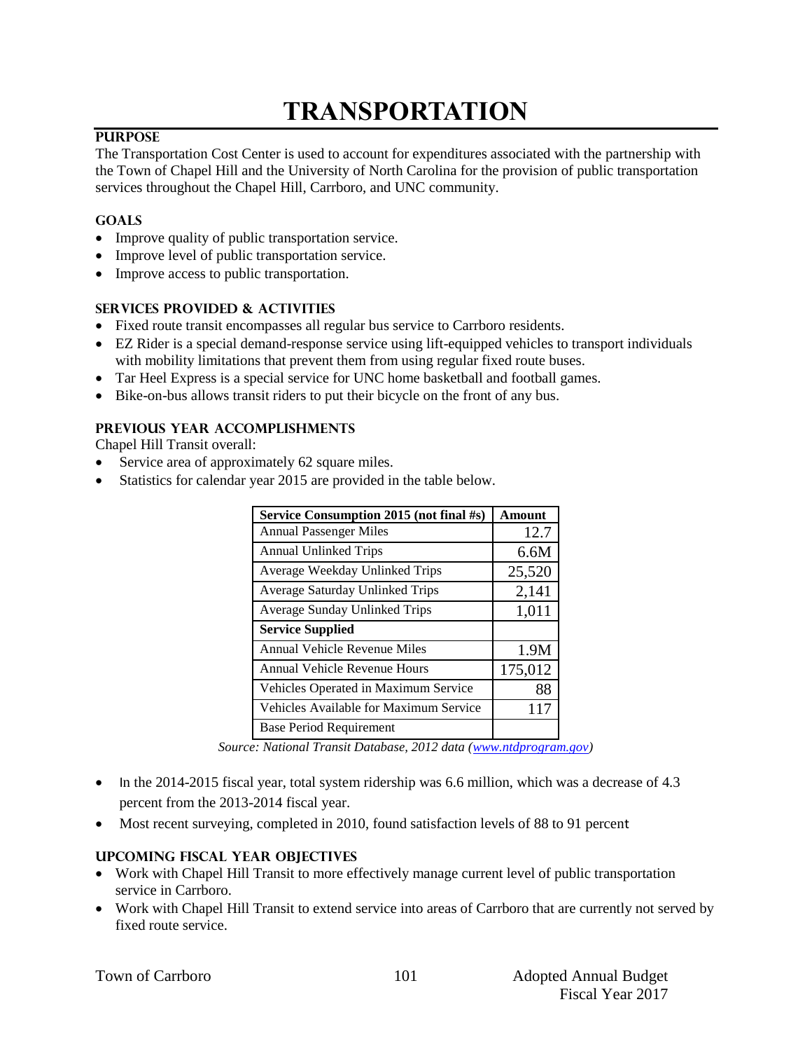# TRANSPORTATION

## PURPOSE

The Transportation Cost Center is used to account for expenditures associated with the partnership with the Town of Chapel Hill and the University of North Carolina for the provision of public transportation services throughout the Chapel Hill, Carrboro, and UNC community.

### GOALS

- Improve quality of public transportation service.
- Improve level of public transportation service.
- Improve access to public transportation.

### SERVICES PROVIDED & ACTIVITIES

- Fixed route transit encompasses all regular bus service to Carrboro residents.
- EZ Rider is a special demand-response service using lift-equipped vehicles to transport individuals with mobility limitations that prevent them from using regular fixed route buses.
- Tar Heel Express is a special service for UNC home basketball and football games.
- Bike-on-bus allows transit riders to put their bicycle on the front of any bus.

### PREVIOUS YEAR ACCOMPLISHMENTS

Chapel Hill Transit overall:

- Service area of approximately 62 square miles.
- Statistics for calendar year 2015 are provided in the table below.

| Service Consumption 2015 (not final #s) | Amount |
|---|---|
| Annual Passenger Miles | 12.7 |
| Annual Unlinked Trips | 6.6M |
| Average Weekday Unlinked Trips | 25,520 |
| Average Saturday Unlinked Trips | 2,141 |
| Average Sunday Unlinked Trips | 1,011 |
| **Service Supplied** | |
| Annual Vehicle Revenue Miles | 1.9M |
| Annual Vehicle Revenue Hours | 175,012 |
| Vehicles Operated in Maximum Service | 88 |
| Vehicles Available for Maximum Service | 117 |
| Base Period Requirement | |

*Source: National Transit Database, 2012 data (www.ntdprogram.gov)*

- In the 2014-2015 fiscal year, total system ridership was 6.6 million, which was a decrease of 4.3 percent from the 2013-2014 fiscal year.
- Most recent surveying, completed in 2010, found satisfaction levels of 88 to 91 percent

### UPCOMING FISCAL YEAR OBJECTIVES

- Work with Chapel Hill Transit to more effectively manage current level of public transportation service in Carrboro.
- Work with Chapel Hill Transit to extend service into areas of Carrboro that are currently not served by fixed route service.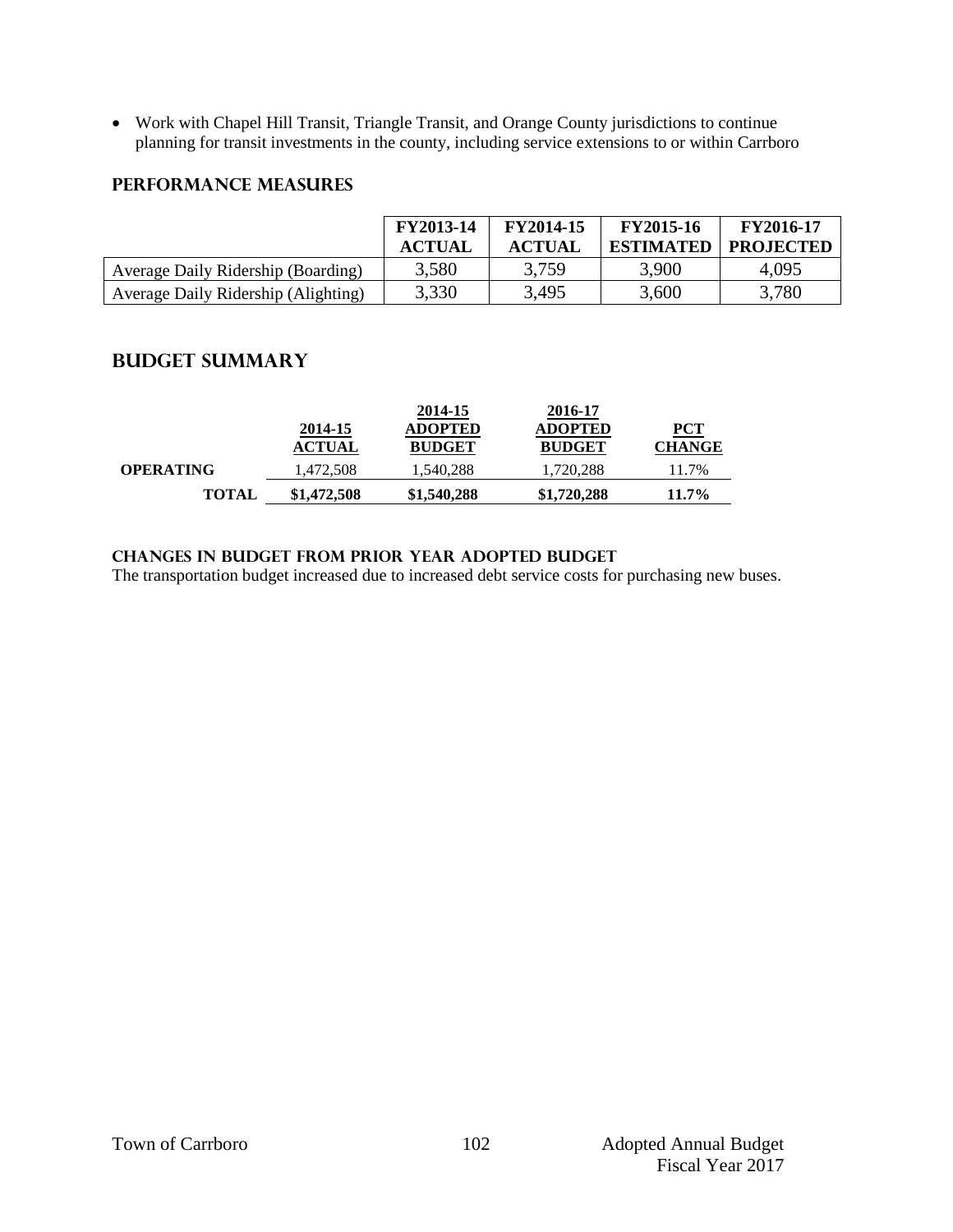- Work with Chapel Hill Transit, Triangle Transit, and Orange County jurisdictions to continue planning for transit investments in the county, including service extensions to or within Carrboro

## PERFORMANCE MEASURES

| | FY2013-14 ACTUAL | FY2014-15 ACTUAL | FY2015-16 ESTIMATED | FY2016-17 PROJECTED |
|---|---|---|---|---|
| Average Daily Ridership (Boarding) | 3,580 | 3,759 | 3,900 | 4,095 |
| Average Daily Ridership (Alighting) | 3,330 | 3,495 | 3,600 | 3,780 |

## BUDGET SUMMARY

| | 2014-15 ACTUAL | 2014-15 ADOPTED BUDGET | 2016-17 ADOPTED BUDGET | PCT CHANGE |
|---|---|---|---|---|
| **OPERATING** | 1,472,508 | 1,540,288 | 1,720,288 | 11.7% |
| **TOTAL** | **$1,472,508** | **$1,540,288** | **$1,720,288** | **11.7%** |

### CHANGES IN BUDGET FROM PRIOR YEAR ADOPTED BUDGET

The transportation budget increased due to increased debt service costs for purchasing new buses.